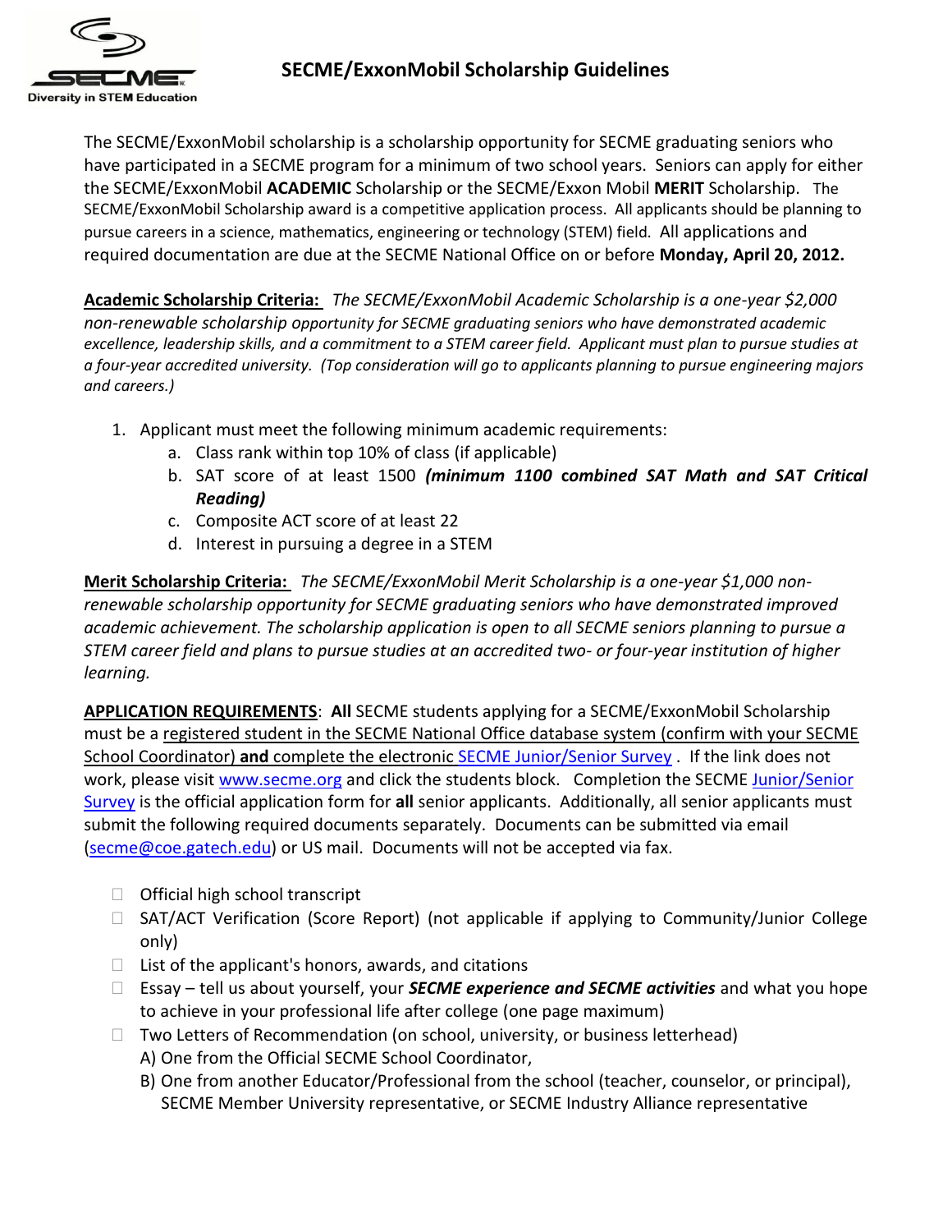# SECME/ExxonMobil Scholarship Guidelines

The SECME/ExxonMobil scholarship is a scholarship opportunity for SECME graduating seniors who have participated in a SECME program for a minimum of two school years. Seniors can apply for either the SECME/ExxonMobil **ACADEMIC** Scholarship or the SECME/Exxon Mobil **MERIT** Scholarship. The SECME/ExxonMobil Scholarship award is a competitive application process. All applicants should be planning to pursue careers in a science, mathematics, engineering or technology (STEM) field. All applications and required documentation are due at the SECME National Office on or before **Monday, April 20, 2012.**

**Academic Scholarship Criteria:** *The SECME/ExxonMobil Academic Scholarship is a one-year $2,000 non-renewable scholarship opportunity for SECME graduating seniors who have demonstrated academic excellence, leadership skills, and a commitment to a STEM career field. Applicant must plan to pursue studies at a four-year accredited university. (Top consideration will go to applicants planning to pursue engineering majors and careers.)*

1. Applicant must meet the following minimum academic requirements:
   a. Class rank within top 10% of class (if applicable)
   b. SAT score of at least 1500 ***(minimum 1100 combined SAT Math and SAT Critical Reading)***
   c. Composite ACT score of at least 22
   d. Interest in pursuing a degree in a STEM

**Merit Scholarship Criteria:** *The SECME/ExxonMobil Merit Scholarship is a one-year $1,000 non-renewable scholarship opportunity for SECME graduating seniors who have demonstrated improved academic achievement. The scholarship application is open to all SECME seniors planning to pursue a STEM career field and plans to pursue studies at an accredited two- or four-year institution of higher learning.*

**APPLICATION REQUIREMENTS**: **All** SECME students applying for a SECME/ExxonMobil Scholarship must be a registered student in the SECME National Office database system (confirm with your SECME School Coordinator) **and** complete the electronic SECME Junior/Senior Survey . If the link does not work, please visit www.secme.org and click the students block. Completion the SECME Junior/Senior Survey is the official application form for **all** senior applicants. Additionally, all senior applicants must submit the following required documents separately. Documents can be submitted via email (secme@coe.gatech.edu) or US mail. Documents will not be accepted via fax.

- Official high school transcript
- SAT/ACT Verification (Score Report) (not applicable if applying to Community/Junior College only)
- List of the applicant's honors, awards, and citations
- Essay – tell us about yourself, your ***SECME experience and SECME activities*** and what you hope to achieve in your professional life after college (one page maximum)
- Two Letters of Recommendation (on school, university, or business letterhead)
  A) One from the Official SECME School Coordinator,
  B) One from another Educator/Professional from the school (teacher, counselor, or principal), SECME Member University representative, or SECME Industry Alliance representative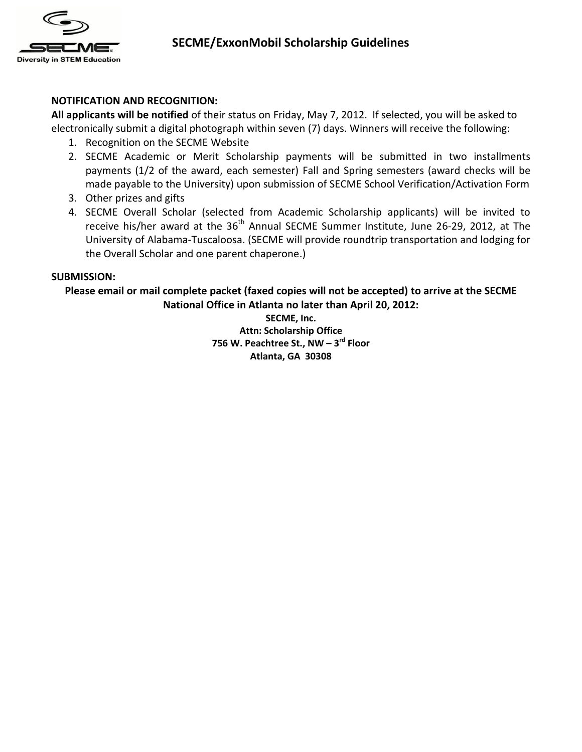NOTIFICATION AND RECOGNITION:

**All applicants will be notified** of their status on Friday, May 7, 2012. If selected, you will be asked to electronically submit a digital photograph within seven (7) days. Winners will receive the following:

1. Recognition on the SECME Website
2. SECME Academic or Merit Scholarship payments will be submitted in two installments payments (1/2 of the award, each semester) Fall and Spring semesters (award checks will be made payable to the University) upon submission of SECME School Verification/Activation Form
3. Other prizes and gifts
4. SECME Overall Scholar (selected from Academic Scholarship applicants) will be invited to receive his/her award at the 36th Annual SECME Summer Institute, June 26-29, 2012, at The University of Alabama-Tuscaloosa. (SECME will provide roundtrip transportation and lodging for the Overall Scholar and one parent chaperone.)

**SUBMISSION:**

**Please email or mail complete packet (faxed copies will not be accepted) to arrive at the SECME National Office in Atlanta no later than April 20, 2012:**

**SECME, Inc.**
**Attn: Scholarship Office**
**756 W. Peachtree St., NW – 3rd Floor**
**Atlanta, GA 30308**